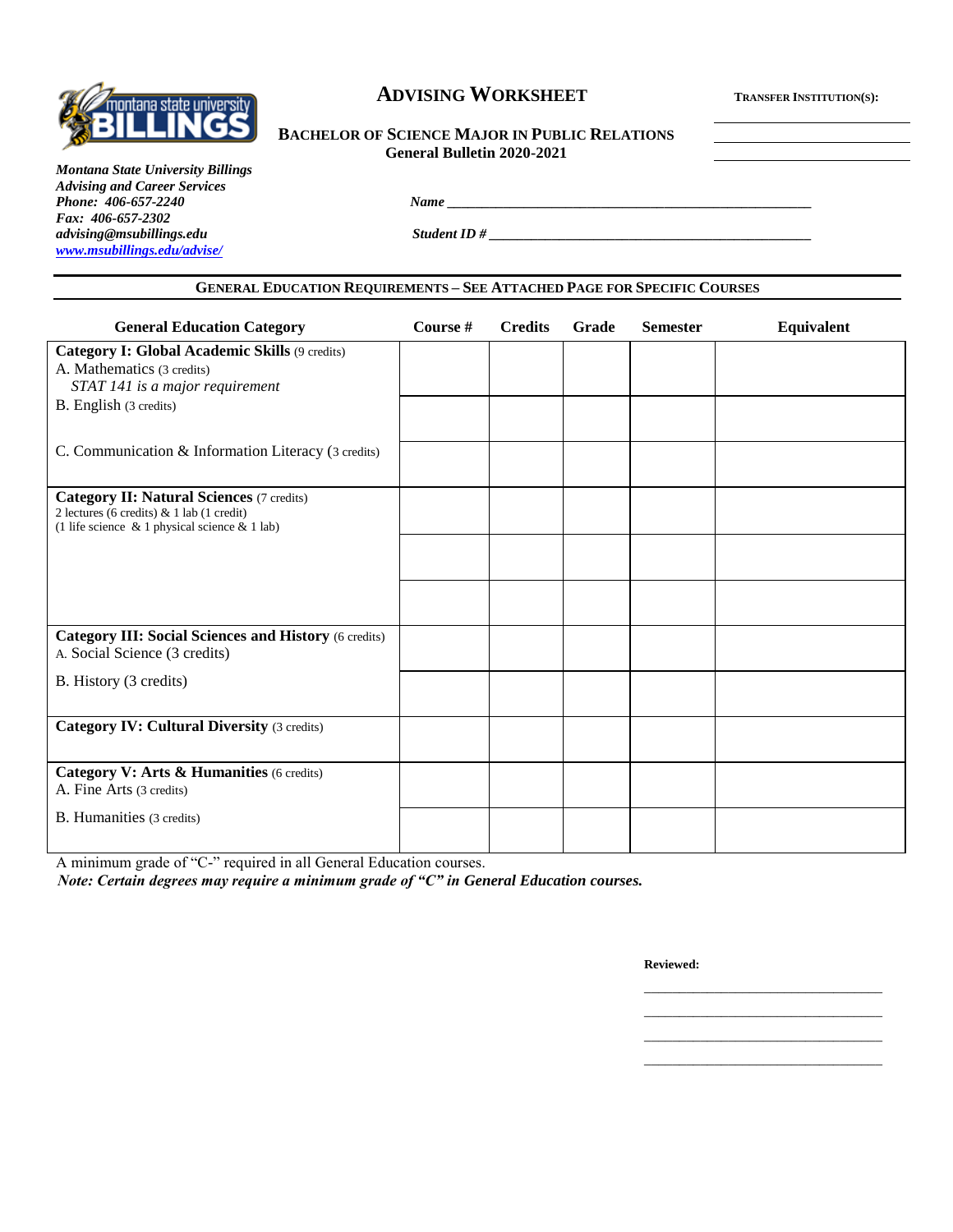# ADVISING WORKSHEET

**TRANSFER INSTITUTION(S):**

______________________

______________________

______________________

**BACHELOR OF SCIENCE MAJOR IN PUBLIC RELATIONS**
**General Bulletin 2020-2021**

***Montana State University Billings***
***Advising and Career Services***
***Phone: 406-657-2240***
***Fax: 406-657-2302***
***advising@msubillings.edu***
***www.msubillings.edu/advise/***

***Name*** ______________________________________________

***Student ID #*** _________________________________________

---

## GENERAL EDUCATION REQUIREMENTS – SEE ATTACHED PAGE FOR SPECIFIC COURSES

| General Education Category | Course # | Credits | Grade | Semester | Equivalent |
|---|---|---|---|---|---|
| **Category I: Global Academic Skills** (9 credits)<br>A. Mathematics (3 credits)<br>*STAT 141 is a major requirement* | | | | | |
| B. English (3 credits) | | | | | |
| C. Communication & Information Literacy (3 credits) | | | | | |
| **Category II: Natural Sciences** (7 credits)<br>2 lectures (6 credits) & 1 lab (1 credit)<br>(1 life science & 1 physical science & 1 lab) | | | | | |
| | | | | | |
| | | | | | |
| **Category III: Social Sciences and History** (6 credits)<br>A. Social Science (3 credits) | | | | | |
| B. History (3 credits) | | | | | |
| **Category IV: Cultural Diversity** (3 credits) | | | | | |
| **Category V: Arts & Humanities** (6 credits)<br>A. Fine Arts (3 credits) | | | | | |
| B. Humanities (3 credits) | | | | | |

A minimum grade of "C-" required in all General Education courses.

***Note: Certain degrees may require a minimum grade of "C" in General Education courses.***

**Reviewed:**

______________________________

______________________________

______________________________

______________________________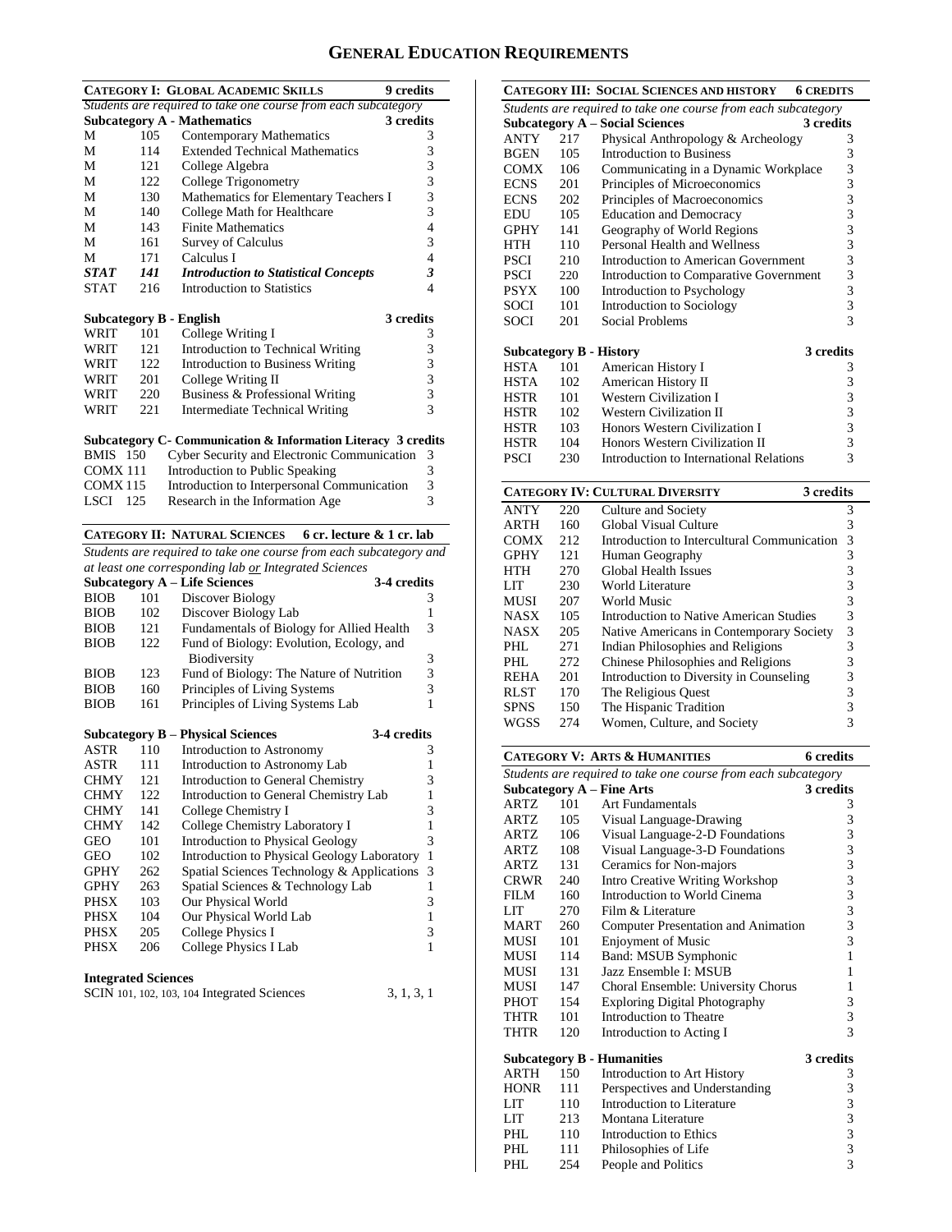# GENERAL EDUCATION REQUIREMENTS

## CATEGORY I: GLOBAL ACADEMIC SKILLS — 9 credits

*Students are required to take one course from each subcategory*

### Subcategory A - Mathematics — 3 credits

| | | | |
|---|---|---|---|
| M | 105 | Contemporary Mathematics | 3 |
| M | 114 | Extended Technical Mathematics | 3 |
| M | 121 | College Algebra | 3 |
| M | 122 | College Trigonometry | 3 |
| M | 130 | Mathematics for Elementary Teachers I | 3 |
| M | 140 | College Math for Healthcare | 3 |
| M | 143 | Finite Mathematics | 4 |
| M | 161 | Survey of Calculus | 3 |
| M | 171 | Calculus I | 4 |
| ***STAT*** | ***141*** | ***Introduction to Statistical Concepts*** | ***3*** |
| STAT | 216 | Introduction to Statistics | 4 |

### Subcategory B - English — 3 credits

| | | | |
|---|---|---|---|
| WRIT | 101 | College Writing I | 3 |
| WRIT | 121 | Introduction to Technical Writing | 3 |
| WRIT | 122 | Introduction to Business Writing | 3 |
| WRIT | 201 | College Writing II | 3 |
| WRIT | 220 | Business & Professional Writing | 3 |
| WRIT | 221 | Intermediate Technical Writing | 3 |

### Subcategory C- Communication & Information Literacy — 3 credits

| | | | |
|---|---|---|---|
| BMIS | 150 | Cyber Security and Electronic Communication | 3 |
| COMX | 111 | Introduction to Public Speaking | 3 |
| COMX | 115 | Introduction to Interpersonal Communication | 3 |
| LSCI | 125 | Research in the Information Age | 3 |

## CATEGORY II: NATURAL SCIENCES — 6 cr. lecture & 1 cr. lab

*Students are required to take one course from each subcategory and at least one corresponding lab or Integrated Sciences*

### Subcategory A – Life Sciences — 3-4 credits

| | | | |
|---|---|---|---|
| BIOB | 101 | Discover Biology | 3 |
| BIOB | 102 | Discover Biology Lab | 1 |
| BIOB | 121 | Fundamentals of Biology for Allied Health | 3 |
| BIOB | 122 | Fund of Biology: Evolution, Ecology, and Biodiversity | 3 |
| BIOB | 123 | Fund of Biology: The Nature of Nutrition | 3 |
| BIOB | 160 | Principles of Living Systems | 3 |
| BIOB | 161 | Principles of Living Systems Lab | 1 |

### Subcategory B – Physical Sciences — 3-4 credits

| | | | |
|---|---|---|---|
| ASTR | 110 | Introduction to Astronomy | 3 |
| ASTR | 111 | Introduction to Astronomy Lab | 1 |
| CHMY | 121 | Introduction to General Chemistry | 3 |
| CHMY | 122 | Introduction to General Chemistry Lab | 1 |
| CHMY | 141 | College Chemistry I | 3 |
| CHMY | 142 | College Chemistry Laboratory I | 1 |
| GEO | 101 | Introduction to Physical Geology | 3 |
| GEO | 102 | Introduction to Physical Geology Laboratory | 1 |
| GPHY | 262 | Spatial Sciences Technology & Applications | 3 |
| GPHY | 263 | Spatial Sciences & Technology Lab | 1 |
| PHSX | 103 | Our Physical World | 3 |
| PHSX | 104 | Our Physical World Lab | 1 |
| PHSX | 205 | College Physics I | 3 |
| PHSX | 206 | College Physics I Lab | 1 |

### Integrated Sciences

| | |
|---|---|
| SCIN 101, 102, 103, 104 Integrated Sciences | 3, 1, 3, 1 |

## CATEGORY III: SOCIAL SCIENCES AND HISTORY — 6 CREDITS

*Students are required to take one course from each subcategory*

### Subcategory A – Social Sciences — 3 credits

| | | | |
|---|---|---|---|
| ANTY | 217 | Physical Anthropology & Archeology | 3 |
| BGEN | 105 | Introduction to Business | 3 |
| COMX | 106 | Communicating in a Dynamic Workplace | 3 |
| ECNS | 201 | Principles of Microeconomics | 3 |
| ECNS | 202 | Principles of Macroeconomics | 3 |
| EDU | 105 | Education and Democracy | 3 |
| GPHY | 141 | Geography of World Regions | 3 |
| HTH | 110 | Personal Health and Wellness | 3 |
| PSCI | 210 | Introduction to American Government | 3 |
| PSCI | 220 | Introduction to Comparative Government | 3 |
| PSYX | 100 | Introduction to Psychology | 3 |
| SOCI | 101 | Introduction to Sociology | 3 |
| SOCI | 201 | Social Problems | 3 |

### Subcategory B - History — 3 credits

| | | | |
|---|---|---|---|
| HSTA | 101 | American History I | 3 |
| HSTA | 102 | American History II | 3 |
| HSTR | 101 | Western Civilization I | 3 |
| HSTR | 102 | Western Civilization II | 3 |
| HSTR | 103 | Honors Western Civilization I | 3 |
| HSTR | 104 | Honors Western Civilization II | 3 |
| PSCI | 230 | Introduction to International Relations | 3 |

## CATEGORY IV: CULTURAL DIVERSITY — 3 credits

| | | | |
|---|---|---|---|
| ANTY | 220 | Culture and Society | 3 |
| ARTH | 160 | Global Visual Culture | 3 |
| COMX | 212 | Introduction to Intercultural Communication | 3 |
| GPHY | 121 | Human Geography | 3 |
| HTH | 270 | Global Health Issues | 3 |
| LIT | 230 | World Literature | 3 |
| MUSI | 207 | World Music | 3 |
| NASX | 105 | Introduction to Native American Studies | 3 |
| NASX | 205 | Native Americans in Contemporary Society | 3 |
| PHL | 271 | Indian Philosophies and Religions | 3 |
| PHL | 272 | Chinese Philosophies and Religions | 3 |
| REHA | 201 | Introduction to Diversity in Counseling | 3 |
| RLST | 170 | The Religious Quest | 3 |
| SPNS | 150 | The Hispanic Tradition | 3 |
| WGSS | 274 | Women, Culture, and Society | 3 |

## CATEGORY V: ARTS & HUMANITIES — 6 credits

*Students are required to take one course from each subcategory*

### Subcategory A – Fine Arts — 3 credits

| | | | |
|---|---|---|---|
| ARTZ | 101 | Art Fundamentals | 3 |
| ARTZ | 105 | Visual Language-Drawing | 3 |
| ARTZ | 106 | Visual Language-2-D Foundations | 3 |
| ARTZ | 108 | Visual Language-3-D Foundations | 3 |
| ARTZ | 131 | Ceramics for Non-majors | 3 |
| CRWR | 240 | Intro Creative Writing Workshop | 3 |
| FILM | 160 | Introduction to World Cinema | 3 |
| LIT | 270 | Film & Literature | 3 |
| MART | 260 | Computer Presentation and Animation | 3 |
| MUSI | 101 | Enjoyment of Music | 3 |
| MUSI | 114 | Band: MSUB Symphonic | 1 |
| MUSI | 131 | Jazz Ensemble I: MSUB | 1 |
| MUSI | 147 | Choral Ensemble: University Chorus | 1 |
| PHOT | 154 | Exploring Digital Photography | 3 |
| THTR | 101 | Introduction to Theatre | 3 |
| THTR | 120 | Introduction to Acting I | 3 |

### Subcategory B - Humanities — 3 credits

| | | | |
|---|---|---|---|
| ARTH | 150 | Introduction to Art History | 3 |
| HONR | 111 | Perspectives and Understanding | 3 |
| LIT | 110 | Introduction to Literature | 3 |
| LIT | 213 | Montana Literature | 3 |
| PHL | 110 | Introduction to Ethics | 3 |
| PHL | 111 | Philosophies of Life | 3 |
| PHL | 254 | People and Politics | 3 |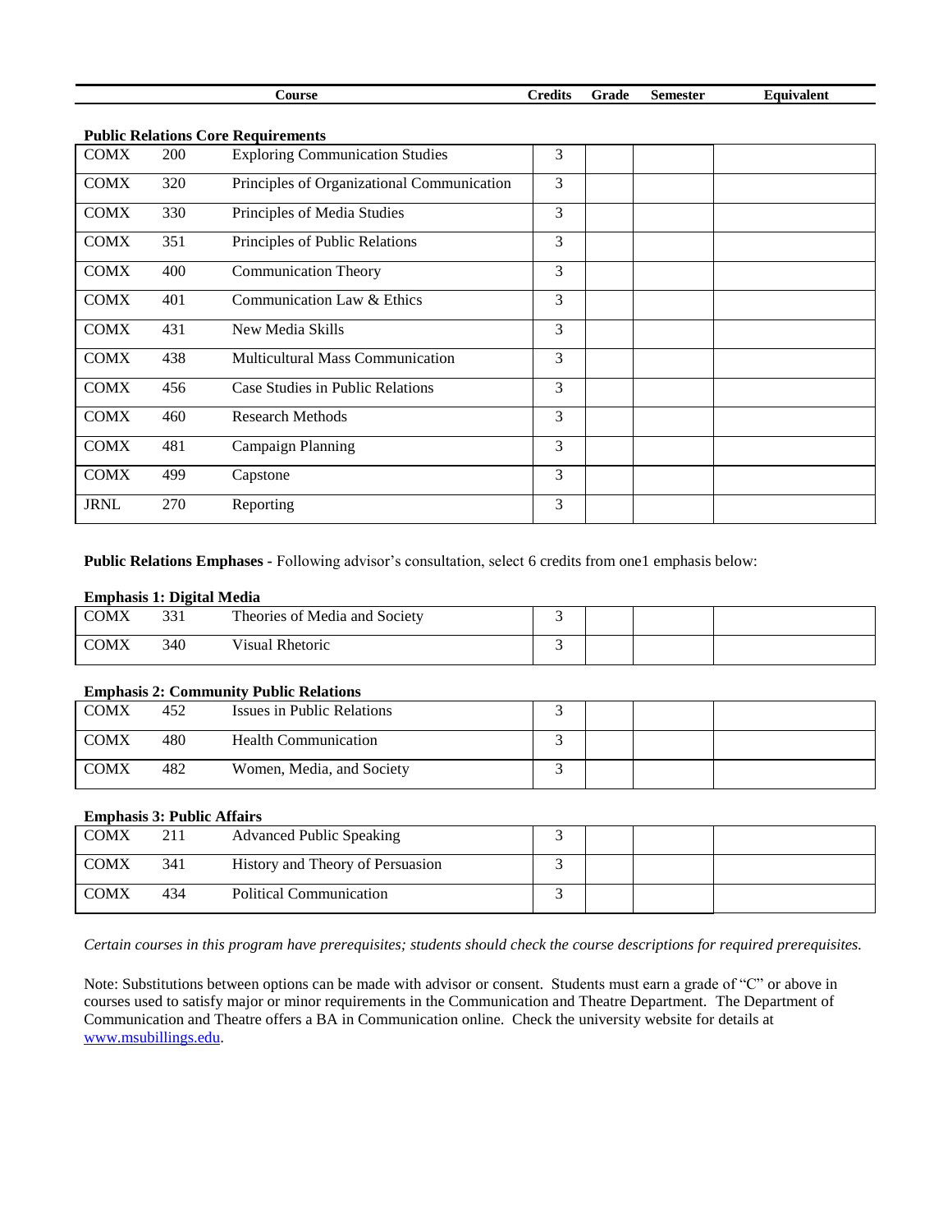| Course | | | Credits | Grade | Semester | Equivalent |
|---|---|---|---|---|---|---|

**Public Relations Core Requirements**

| Course | | | Credits | Grade | Semester | Equivalent |
|---|---|---|---|---|---|---|
| COMX | 200 | Exploring Communication Studies | 3 | | | |
| COMX | 320 | Principles of Organizational Communication | 3 | | | |
| COMX | 330 | Principles of Media Studies | 3 | | | |
| COMX | 351 | Principles of Public Relations | 3 | | | |
| COMX | 400 | Communication Theory | 3 | | | |
| COMX | 401 | Communication Law & Ethics | 3 | | | |
| COMX | 431 | New Media Skills | 3 | | | |
| COMX | 438 | Multicultural Mass Communication | 3 | | | |
| COMX | 456 | Case Studies in Public Relations | 3 | | | |
| COMX | 460 | Research Methods | 3 | | | |
| COMX | 481 | Campaign Planning | 3 | | | |
| COMX | 499 | Capstone | 3 | | | |
| JRNL | 270 | Reporting | 3 | | | |

**Public Relations Emphases -** Following advisor's consultation, select 6 credits from one1 emphasis below:

**Emphasis 1: Digital Media**

| Course | | | Credits | Grade | Semester | Equivalent |
|---|---|---|---|---|---|---|
| COMX | 331 | Theories of Media and Society | 3 | | | |
| COMX | 340 | Visual Rhetoric | 3 | | | |

**Emphasis 2: Community Public Relations**

| Course | | | Credits | Grade | Semester | Equivalent |
|---|---|---|---|---|---|---|
| COMX | 452 | Issues in Public Relations | 3 | | | |
| COMX | 480 | Health Communication | 3 | | | |
| COMX | 482 | Women, Media, and Society | 3 | | | |

**Emphasis 3: Public Affairs**

| Course | | | Credits | Grade | Semester | Equivalent |
|---|---|---|---|---|---|---|
| COMX | 211 | Advanced Public Speaking | 3 | | | |
| COMX | 341 | History and Theory of Persuasion | 3 | | | |
| COMX | 434 | Political Communication | 3 | | | |

*Certain courses in this program have prerequisites; students should check the course descriptions for required prerequisites.*

Note: Substitutions between options can be made with advisor or consent. Students must earn a grade of "C" or above in courses used to satisfy major or minor requirements in the Communication and Theatre Department. The Department of Communication and Theatre offers a BA in Communication online. Check the university website for details at [www.msubillings.edu](http://www.msubillings.edu).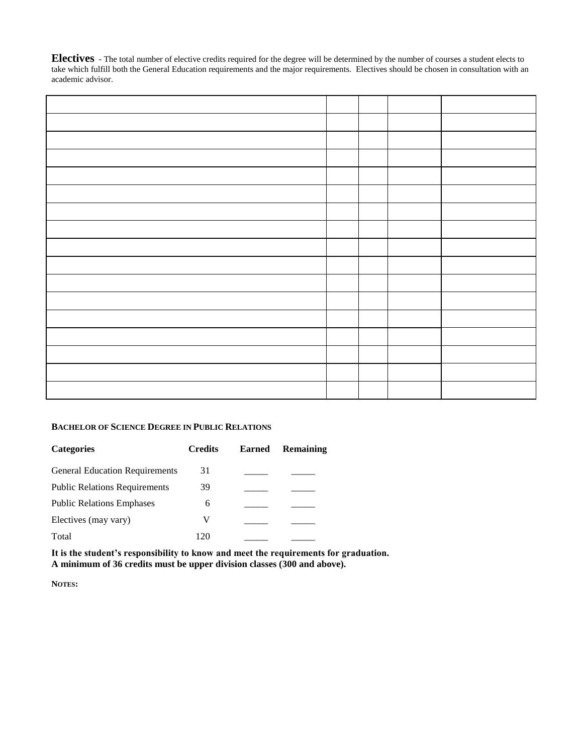**Electives** - The total number of elective credits required for the degree will be determined by the number of courses a student elects to take which fulfill both the General Education requirements and the major requirements. Electives should be chosen in consultation with an academic advisor.

| | | | | |
|---|---|---|---|---|
| | | | | |
| | | | | |
| | | | | |
| | | | | |
| | | | | |
| | | | | |
| | | | | |
| | | | | |
| | | | | |
| | | | | |
| | | | | |
| | | | | |
| | | | | |
| | | | | |
| | | | | |
| | | | | |
| | | | | |

**BACHELOR OF SCIENCE DEGREE IN PUBLIC RELATIONS**

| Categories | Credits | Earned | Remaining |
|---|---|---|---|
| General Education Requirements | 31 | _____ | _____ |
| Public Relations Requirements | 39 | _____ | _____ |
| Public Relations Emphases | 6 | _____ | _____ |
| Electives (may vary) | V | _____ | _____ |
| Total | 120 | _____ | _____ |

**It is the student's responsibility to know and meet the requirements for graduation.**
**A minimum of 36 credits must be upper division classes (300 and above).**

**NOTES:**